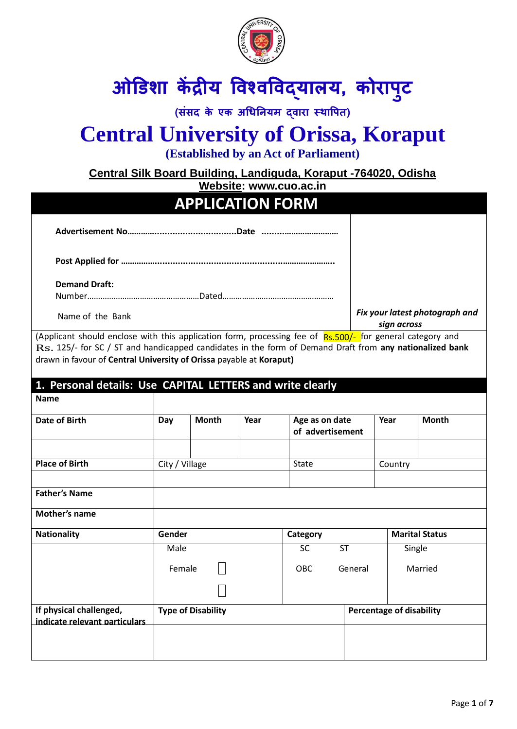# ओडिशा केंद्रीय विश्वविद्यालय, कोरापुट

**(संसद के एक अधिनियम द्वारा स्थापित)**

# Central University of Orissa, Koraput

**(Established by an Act of Parliament)**

**Central Silk Board Building, Landiguda, Koraput -764020, Odisha**

**Website: www.cuo.ac.in**

## APPLICATION FORM

**Advertisement No……….................................Date ..............................**

**Post Applied for ……………...................................................................**

**Demand Draft:**

Number……………………………………………Dated……………………………………………

Name of the Bank

*Fix your latest photograph and sign across*

(Applicant should enclose with this application form, processing fee of Rs.500/- for general category and Rs. 125/- for SC / ST and handicapped candidates in the form of Demand Draft from **any nationalized bank** drawn in favour of **Central University of Orissa** payable at **Koraput)**

## 1. Personal details: Use CAPITAL LETTERS and write clearly

| **Name** | | | | | | |
|---|---|---|---|---|---|---|
| **Date of Birth** | **Day** | **Month** | **Year** | **Age as on date of advertisement** | **Year** | **Month** |
| | | | | | | |
| **Place of Birth** | City / Village | | | State | Country | |
| | | | | | | |
| **Father's Name** | | | | | | |
| **Mother's name** | | | | | | |
| **Nationality** | **Gender** | | | **Category** | | **Marital Status** |
| | Male<br>Female | | | SC ST<br>OBC General | | Single<br>Married |
| **If physical challenged, indicate relevant particulars** | **Type of Disability** | | | | **Percentage of disability** | |
| | | | | | | |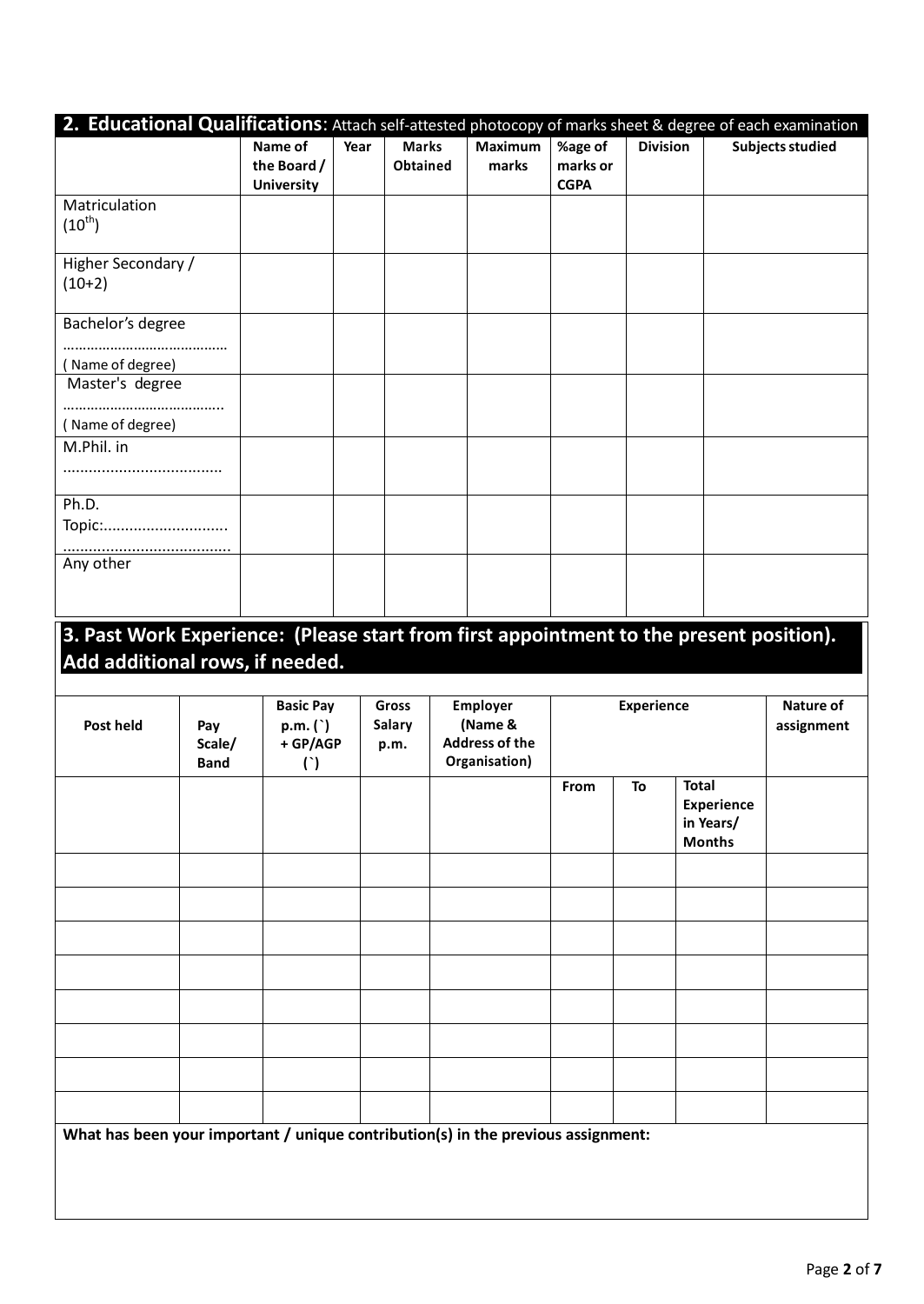## 2. Educational Qualifications: Attach self-attested photocopy of marks sheet & degree of each examination

| | Name of the Board / University | Year | Marks Obtained | Maximum marks | %age of marks or CGPA | Division | Subjects studied |
|---|---|---|---|---|---|---|---|
| Matriculation $(10^{th})$ | | | | | | | |
| Higher Secondary / (10+2) | | | | | | | |
| Bachelor's degree ………………………………… ( Name of degree) | | | | | | | |
| Master's degree ………………………………….. ( Name of degree) | | | | | | | |
| M.Phil. in ..................................... | | | | | | | |
| Ph.D. Topic:............................. ....................................... | | | | | | | |
| Any other | | | | | | | |

## 3. Past Work Experience: (Please start from first appointment to the present position). Add additional rows, if needed.

| Post held | Pay Scale/ Band | Basic Pay p.m. (`) + GP/AGP (`) | Gross Salary p.m. | Employer (Name & Address of the Organisation) | Experience | | | Nature of assignment |
|---|---|---|---|---|---|---|---|---|
| | | | | | From | To | Total Experience in Years/ Months | |
| | | | | | | | | |
| | | | | | | | | |
| | | | | | | | | |
| | | | | | | | | |
| | | | | | | | | |
| | | | | | | | | |
| | | | | | | | | |
| | | | | | | | | |

**What has been your important / unique contribution(s) in the previous assignment:**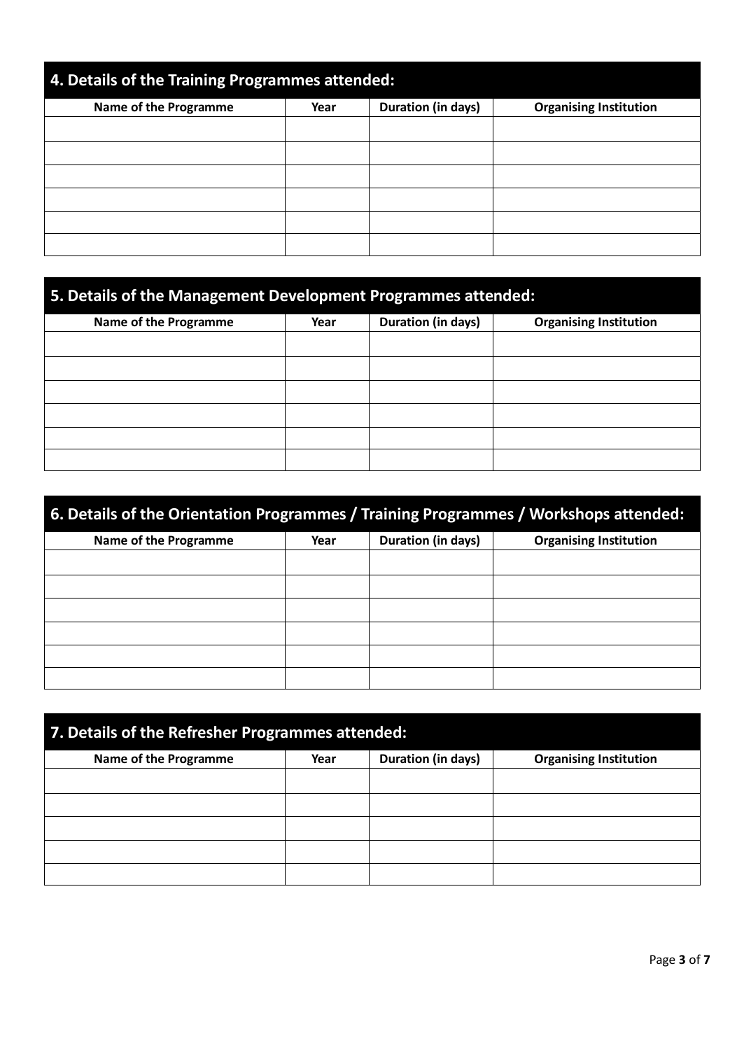## 4. Details of the Training Programmes attended:

| Name of the Programme | Year | Duration (in days) | Organising Institution |
|---|---|---|---|
| | | | |
| | | | |
| | | | |
| | | | |
| | | | |
| | | | |

## 5. Details of the Management Development Programmes attended:

| Name of the Programme | Year | Duration (in days) | Organising Institution |
|---|---|---|---|
| | | | |
| | | | |
| | | | |
| | | | |
| | | | |
| | | | |

## 6. Details of the Orientation Programmes / Training Programmes / Workshops attended:

| Name of the Programme | Year | Duration (in days) | Organising Institution |
|---|---|---|---|
| | | | |
| | | | |
| | | | |
| | | | |
| | | | |
| | | | |

## 7. Details of the Refresher Programmes attended:

| Name of the Programme | Year | Duration (in days) | Organising Institution |
|---|---|---|---|
| | | | |
| | | | |
| | | | |
| | | | |
| | | | |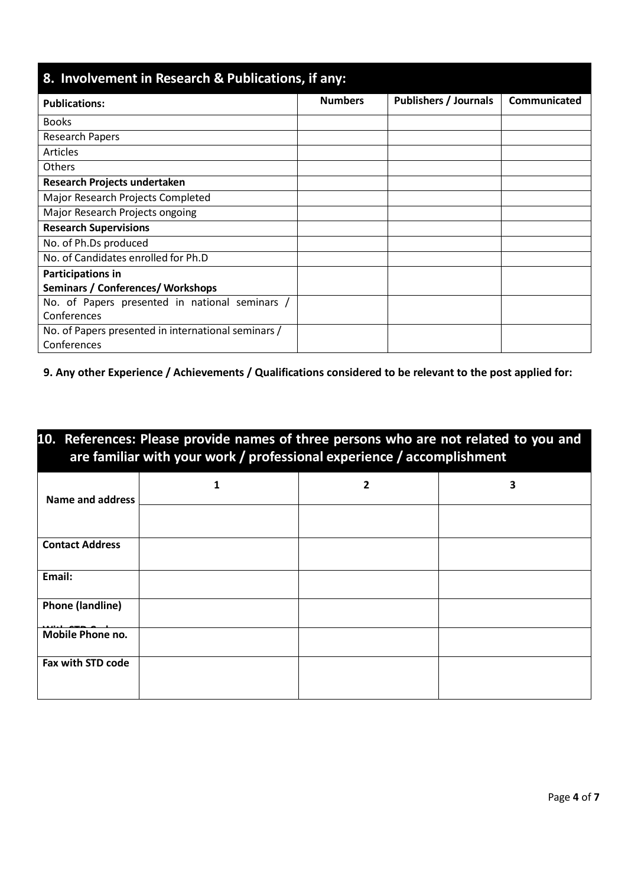## 8. Involvement in Research & Publications, if any:

| **Publications:** | **Numbers** | **Publishers / Journals** | **Communicated** |
|---|---|---|---|
| Books | | | |
| Research Papers | | | |
| Articles | | | |
| Others | | | |
| **Research Projects undertaken** | | | |
| Major Research Projects Completed | | | |
| Major Research Projects ongoing | | | |
| **Research Supervisions** | | | |
| No. of Ph.Ds produced | | | |
| No. of Candidates enrolled for Ph.D | | | |
| **Participations in Seminars / Conferences/ Workshops** | | | |
| No. of Papers presented in national seminars / Conferences | | | |
| No. of Papers presented in international seminars / Conferences | | | |

**9. Any other Experience / Achievements / Qualifications considered to be relevant to the post applied for:**

## 10. References: Please provide names of three persons who are not related to you and are familiar with your work / professional experience / accomplishment

| **Name and address** | 1 | 2 | 3 |
|---|---|---|---|
| | | | |
| **Contact Address** | | | |
| **Email:** | | | |
| **Phone (landline) With STD Code** | | | |
| **Mobile Phone no.** | | | |
| **Fax with STD code** | | | |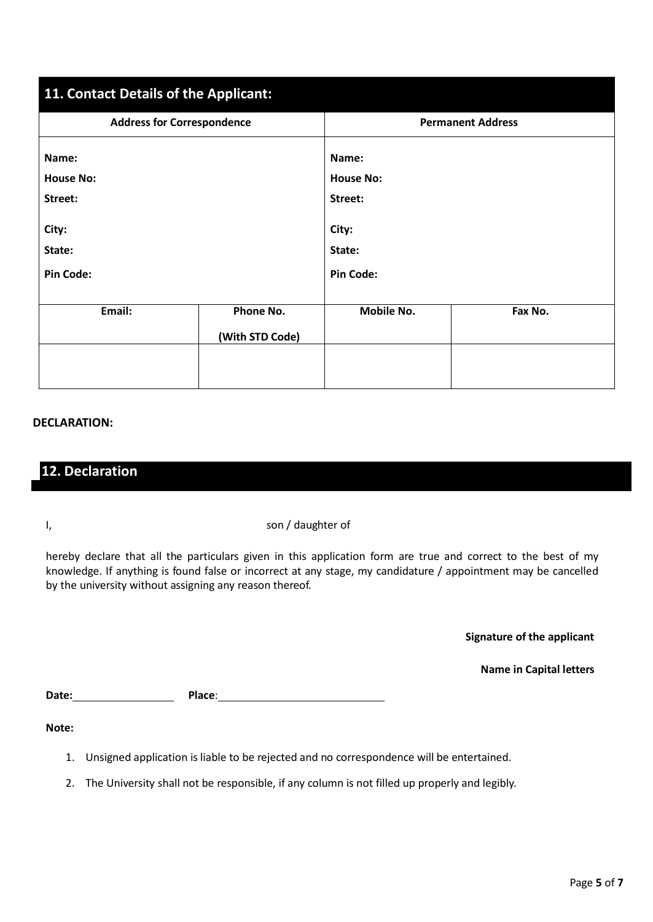## 11. Contact Details of the Applicant:

| Address for Correspondence | | Permanent Address | |
|---|---|---|---|
| **Name:**<br>**House No:**<br>**Street:**<br>**City:**<br>**State:**<br>**Pin Code:** | | **Name:**<br>**House No:**<br>**Street:**<br>**City:**<br>**State:**<br>**Pin Code:** | |
| **Email:** | **Phone No. (With STD Code)** | **Mobile No.** | **Fax No.** |
| | | | |

**DECLARATION:**

## 12. Declaration

I, son / daughter of

hereby declare that all the particulars given in this application form are true and correct to the best of my knowledge. If anything is found false or incorrect at any stage, my candidature / appointment may be cancelled by the university without assigning any reason thereof.

**Signature of the applicant**

**Name in Capital letters**

**Date:** ________________ **Place**: ____________________________

**Note:**

1. Unsigned application is liable to be rejected and no correspondence will be entertained.
2. The University shall not be responsible, if any column is not filled up properly and legibly.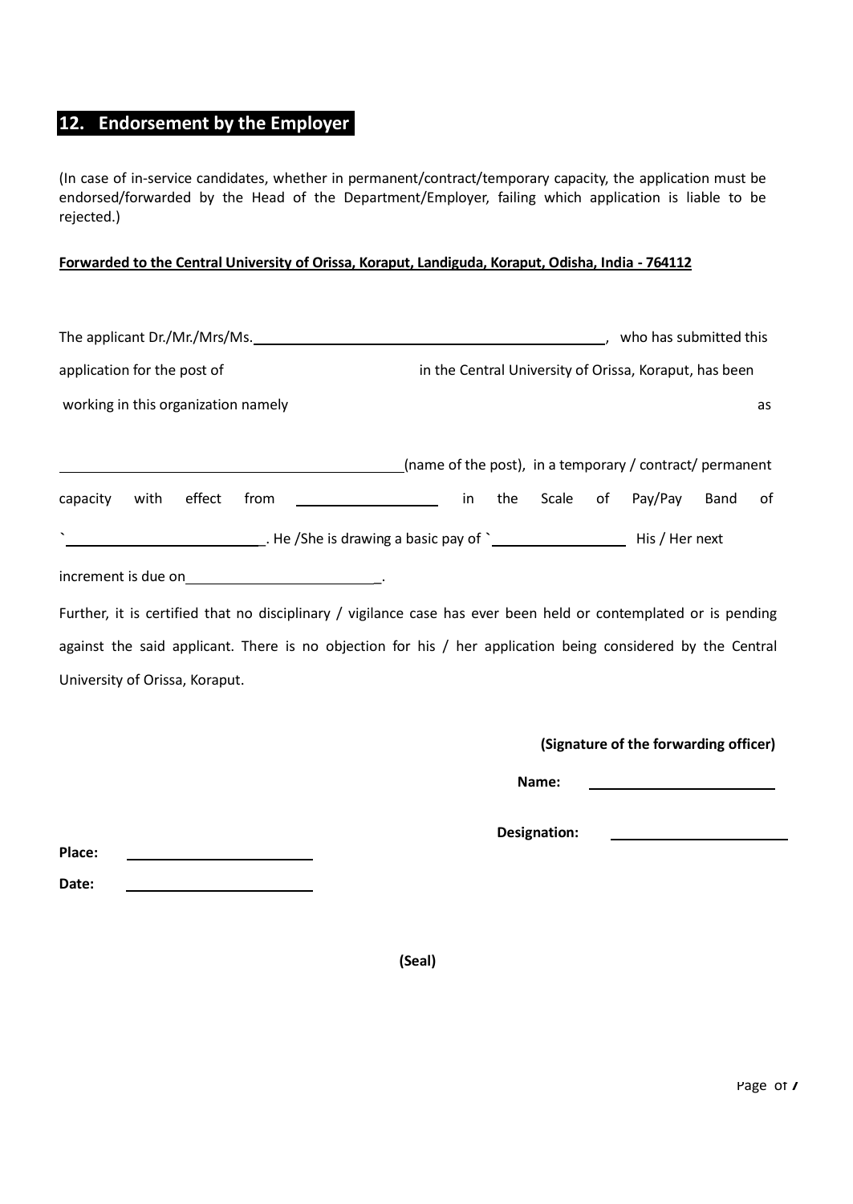## 12. Endorsement by the Employer

(In case of in-service candidates, whether in permanent/contract/temporary capacity, the application must be endorsed/forwarded by the Head of the Department/Employer, failing which application is liable to be rejected.)

**Forwarded to the Central University of Orissa, Koraput, Landiguda, Koraput, Odisha, India - 764112**

The applicant Dr./Mr./Mrs/Ms.\_\_\_\_\_\_\_\_\_\_\_\_\_\_\_\_\_\_\_\_\_\_\_\_\_\_\_\_\_\_\_\_\_\_\_\_\_\_\_\_, who has submitted this application for the post of \_\_\_\_\_\_\_\_\_\_\_\_\_\_\_\_\_\_\_\_ in the Central University of Orissa, Koraput, has been working in this organization namely \_\_\_\_\_\_\_\_\_\_\_\_\_\_\_\_\_\_\_\_\_\_\_\_\_\_\_\_\_\_\_\_\_\_\_\_\_\_\_\_ as \_\_\_\_\_\_\_\_\_\_\_\_\_\_\_\_\_\_\_\_\_\_\_\_\_\_\_\_\_\_\_\_\_\_\_\_\_\_\_\_(name of the post), in a temporary / contract/ permanent capacity with effect from \_\_\_\_\_\_\_\_\_\_\_\_\_\_\_\_ in the Scale of Pay/Pay Band of `\_\_\_\_\_\_\_\_\_\_\_\_\_\_\_\_\_\_\_\_\_\_\_\_. He /She is drawing a basic pay of `\_\_\_\_\_\_\_\_\_\_\_\_\_\_\_\_ His / Her next increment is due on\_\_\_\_\_\_\_\_\_\_\_\_\_\_\_\_\_\_\_\_\_\_\_\_.

Further, it is certified that no disciplinary / vigilance case has ever been held or contemplated or is pending against the said applicant. There is no objection for his / her application being considered by the Central University of Orissa, Koraput.

**(Signature of the forwarding officer)**

**Name:** \_\_\_\_\_\_\_\_\_\_\_\_\_\_\_\_\_\_\_\_\_\_

**Designation:** \_\_\_\_\_\_\_\_\_\_\_\_\_\_\_\_\_\_\_\_\_\_

**Place:** \_\_\_\_\_\_\_\_\_\_\_\_\_\_\_\_\_\_\_\_\_\_

**Date:** \_\_\_\_\_\_\_\_\_\_\_\_\_\_\_\_\_\_\_\_\_\_

**(Seal)**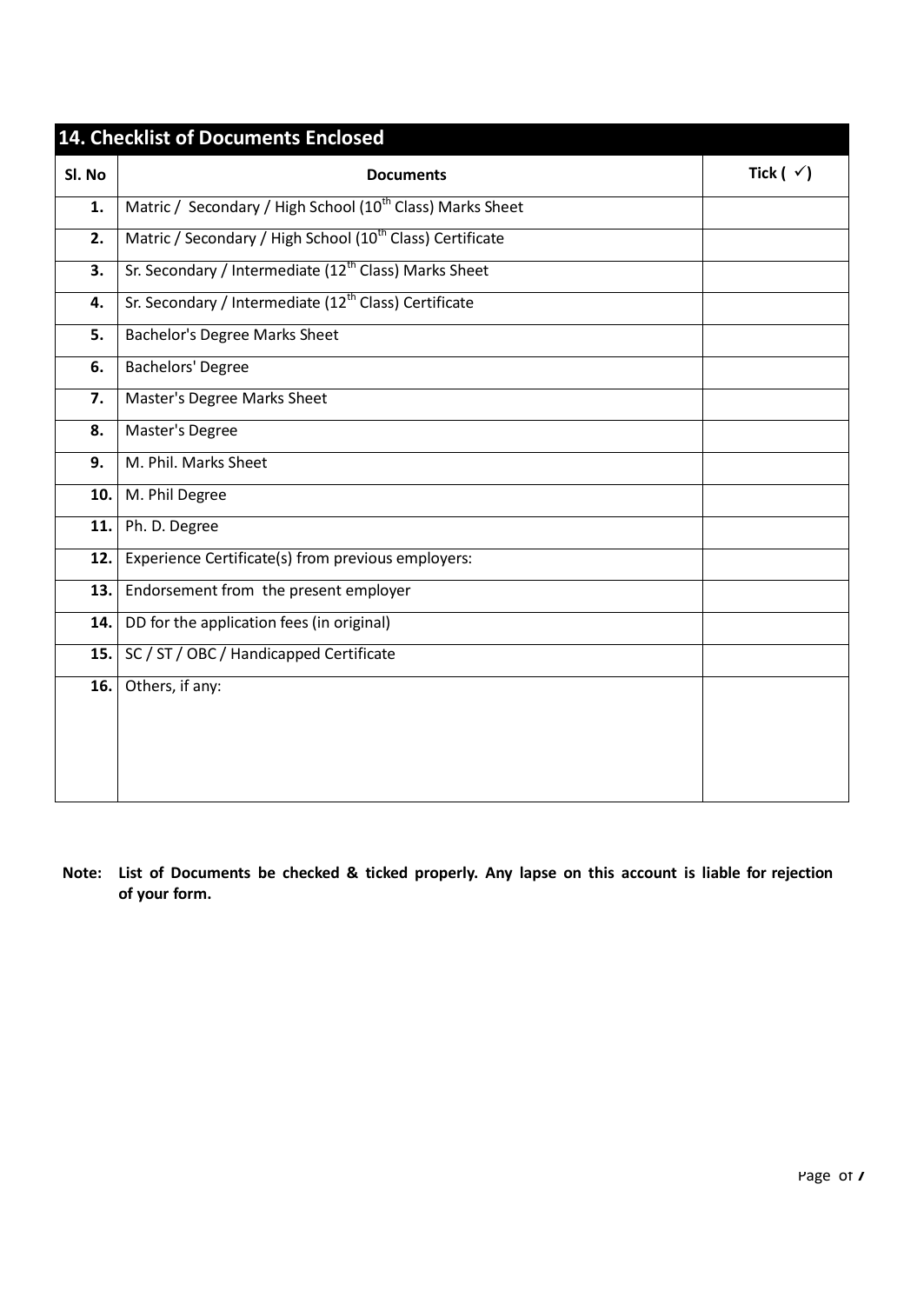## 14. Checklist of Documents Enclosed

| Sl. No | Documents | Tick ( ✓) |
|---|---|---|
| 1. | Matric / Secondary / High School (10th Class) Marks Sheet | |
| 2. | Matric / Secondary / High School (10th Class) Certificate | |
| 3. | Sr. Secondary / Intermediate (12th Class) Marks Sheet | |
| 4. | Sr. Secondary / Intermediate (12th Class) Certificate | |
| 5. | Bachelor's Degree Marks Sheet | |
| 6. | Bachelors' Degree | |
| 7. | Master's Degree Marks Sheet | |
| 8. | Master's Degree | |
| 9. | M. Phil. Marks Sheet | |
| 10. | M. Phil Degree | |
| 11. | Ph. D. Degree | |
| 12. | Experience Certificate(s) from previous employers: | |
| 13. | Endorsement from the present employer | |
| 14. | DD for the application fees (in original) | |
| 15. | SC / ST / OBC / Handicapped Certificate | |
| 16. | Others, if any: | |

**Note: List of Documents be checked & ticked properly. Any lapse on this account is liable for rejection of your form.**